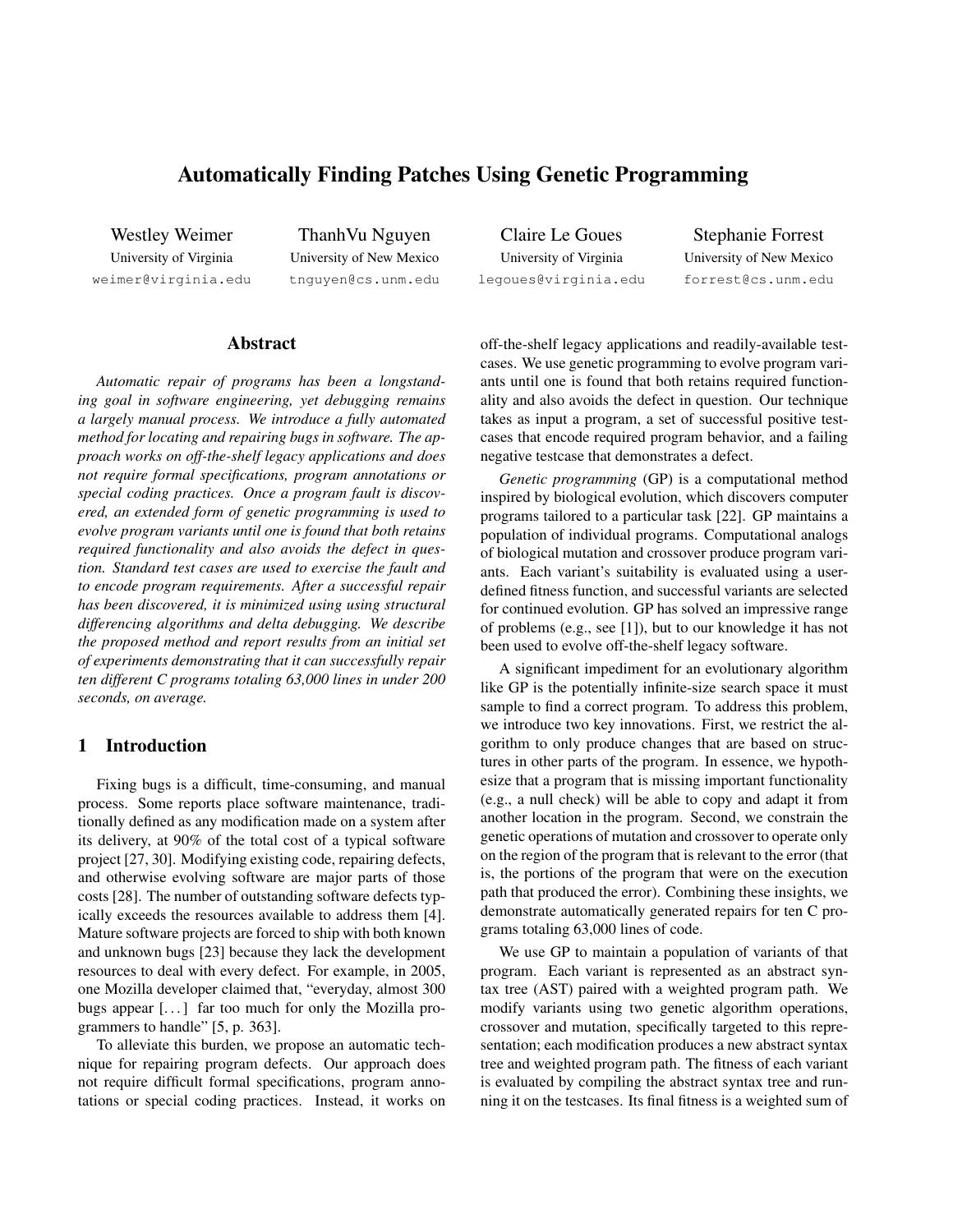# Automatically Finding Patches Using Genetic Programming

Westley Weimer
University of Virginia
weimer@virginia.edu

ThanhVu Nguyen
University of New Mexico
tnguyen@cs.unm.edu

Claire Le Goues
University of Virginia
legoues@virginia.edu

Stephanie Forrest
University of New Mexico
forrest@cs.unm.edu

## Abstract

*Automatic repair of programs has been a longstanding goal in software engineering, yet debugging remains a largely manual process. We introduce a fully automated method for locating and repairing bugs in software. The approach works on off-the-shelf legacy applications and does not require formal specifications, program annotations or special coding practices. Once a program fault is discovered, an extended form of genetic programming is used to evolve program variants until one is found that both retains required functionality and also avoids the defect in question. Standard test cases are used to exercise the fault and to encode program requirements. After a successful repair has been discovered, it is minimized using using structural differencing algorithms and delta debugging. We describe the proposed method and report results from an initial set of experiments demonstrating that it can successfully repair ten different C programs totaling 63,000 lines in under 200 seconds, on average.*

## 1 Introduction

Fixing bugs is a difficult, time-consuming, and manual process. Some reports place software maintenance, traditionally defined as any modification made on a system after its delivery, at 90% of the total cost of a typical software project [27, 30]. Modifying existing code, repairing defects, and otherwise evolving software are major parts of those costs [28]. The number of outstanding software defects typically exceeds the resources available to address them [4]. Mature software projects are forced to ship with both known and unknown bugs [23] because they lack the development resources to deal with every defect. For example, in 2005, one Mozilla developer claimed that, "everyday, almost 300 bugs appear [...] far too much for only the Mozilla programmers to handle" [5, p. 363].

To alleviate this burden, we propose an automatic technique for repairing program defects. Our approach does not require difficult formal specifications, program annotations or special coding practices. Instead, it works on off-the-shelf legacy applications and readily-available testcases. We use genetic programming to evolve program variants until one is found that both retains required functionality and also avoids the defect in question. Our technique takes as input a program, a set of successful positive testcases that encode required program behavior, and a failing negative testcase that demonstrates a defect.

*Genetic programming* (GP) is a computational method inspired by biological evolution, which discovers computer programs tailored to a particular task [22]. GP maintains a population of individual programs. Computational analogs of biological mutation and crossover produce program variants. Each variant's suitability is evaluated using a user-defined fitness function, and successful variants are selected for continued evolution. GP has solved an impressive range of problems (e.g., see [1]), but to our knowledge it has not been used to evolve off-the-shelf legacy software.

A significant impediment for an evolutionary algorithm like GP is the potentially infinite-size search space it must sample to find a correct program. To address this problem, we introduce two key innovations. First, we restrict the algorithm to only produce changes that are based on structures in other parts of the program. In essence, we hypothesize that a program that is missing important functionality (e.g., a null check) will be able to copy and adapt it from another location in the program. Second, we constrain the genetic operations of mutation and crossover to operate only on the region of the program that is relevant to the error (that is, the portions of the program that were on the execution path that produced the error). Combining these insights, we demonstrate automatically generated repairs for ten C programs totaling 63,000 lines of code.

We use GP to maintain a population of variants of that program. Each variant is represented as an abstract syntax tree (AST) paired with a weighted program path. We modify variants using two genetic algorithm operations, crossover and mutation, specifically targeted to this representation; each modification produces a new abstract syntax tree and weighted program path. The fitness of each variant is evaluated by compiling the abstract syntax tree and running it on the testcases. Its final fitness is a weighted sum of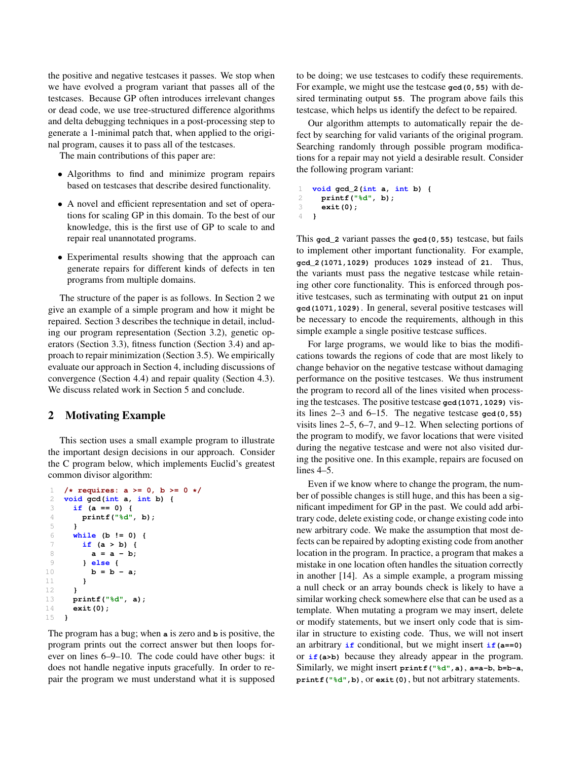the positive and negative testcases it passes. We stop when we have evolved a program variant that passes all of the testcases. Because GP often introduces irrelevant changes or dead code, we use tree-structured difference algorithms and delta debugging techniques in a post-processing step to generate a 1-minimal patch that, when applied to the original program, causes it to pass all of the testcases.

The main contributions of this paper are:

- Algorithms to find and minimize program repairs based on testcases that describe desired functionality.
- A novel and efficient representation and set of operations for scaling GP in this domain. To the best of our knowledge, this is the first use of GP to scale to and repair real unannotated programs.
- Experimental results showing that the approach can generate repairs for different kinds of defects in ten programs from multiple domains.

The structure of the paper is as follows. In Section 2 we give an example of a simple program and how it might be repaired. Section 3 describes the technique in detail, including our program representation (Section 3.2), genetic operators (Section 3.3), fitness function (Section 3.4) and approach to repair minimization (Section 3.5). We empirically evaluate our approach in Section 4, including discussions of convergence (Section 4.4) and repair quality (Section 4.3). We discuss related work in Section 5 and conclude.

## 2 Motivating Example

This section uses a small example program to illustrate the important design decisions in our approach. Consider the C program below, which implements Euclid's greatest common divisor algorithm:

```
1   /* requires: a >= 0, b >= 0 */
2   void gcd(int a, int b) {
3     if (a == 0) {
4       printf("%d", b);
5     }
6     while (b != 0) {
7       if (a > b) {
8         a = a - b;
9       } else {
10        b = b - a;
11      }
12    }
13    printf("%d", a);
14    exit(0);
15  }
```

The program has a bug; when `a` is zero and `b` is positive, the program prints out the correct answer but then loops forever on lines 6–9–10. The code could have other bugs: it does not handle negative inputs gracefully. In order to repair the program we must understand what it is supposed to be doing; we use testcases to codify these requirements. For example, we might use the testcase `gcd(0,55)` with desired terminating output `55`. The program above fails this testcase, which helps us identify the defect to be repaired.

Our algorithm attempts to automatically repair the defect by searching for valid variants of the original program. Searching randomly through possible program modifications for a repair may not yield a desirable result. Consider the following program variant:

```
1   void gcd_2(int a, int b) {
2     printf("%d", b);
3     exit(0);
4   }
```

This `gcd_2` variant passes the `gcd(0,55)` testcase, but fails to implement other important functionality. For example, `gcd_2(1071,1029)` produces `1029` instead of `21`. Thus, the variants must pass the negative testcase while retaining other core functionality. This is enforced through positive testcases, such as terminating with output `21` on input `gcd(1071,1029)`. In general, several positive testcases will be necessary to encode the requirements, although in this simple example a single positive testcase suffices.

For large programs, we would like to bias the modifications towards the regions of code that are most likely to change behavior on the negative testcase without damaging performance on the positive testcases. We thus instrument the program to record all of the lines visited when processing the testcases. The positive testcase `gcd(1071,1029)` visits lines 2–3 and 6–15. The negative testcase `gcd(0,55)` visits lines 2–5, 6–7, and 9–12. When selecting portions of the program to modify, we favor locations that were visited during the negative testcase and were not also visited during the positive one. In this example, repairs are focused on lines 4–5.

Even if we know where to change the program, the number of possible changes is still huge, and this has been a significant impediment for GP in the past. We could add arbitrary code, delete existing code, or change existing code into new arbitrary code. We make the assumption that most defects can be repaired by adopting existing code from another location in the program. In practice, a program that makes a mistake in one location often handles the situation correctly in another [14]. As a simple example, a program missing a null check or an array bounds check is likely to have a similar working check somewhere else that can be used as a template. When mutating a program we may insert, delete or modify statements, but we insert only code that is similar in structure to existing code. Thus, we will not insert an arbitrary `if` conditional, but we might insert `if(a==0)` or `if(a>b)` because they already appear in the program. Similarly, we might insert `printf("%d",a)`, `a=a-b`, `b=b-a`, `printf("%d",b)`, or `exit(0)`, but not arbitrary statements.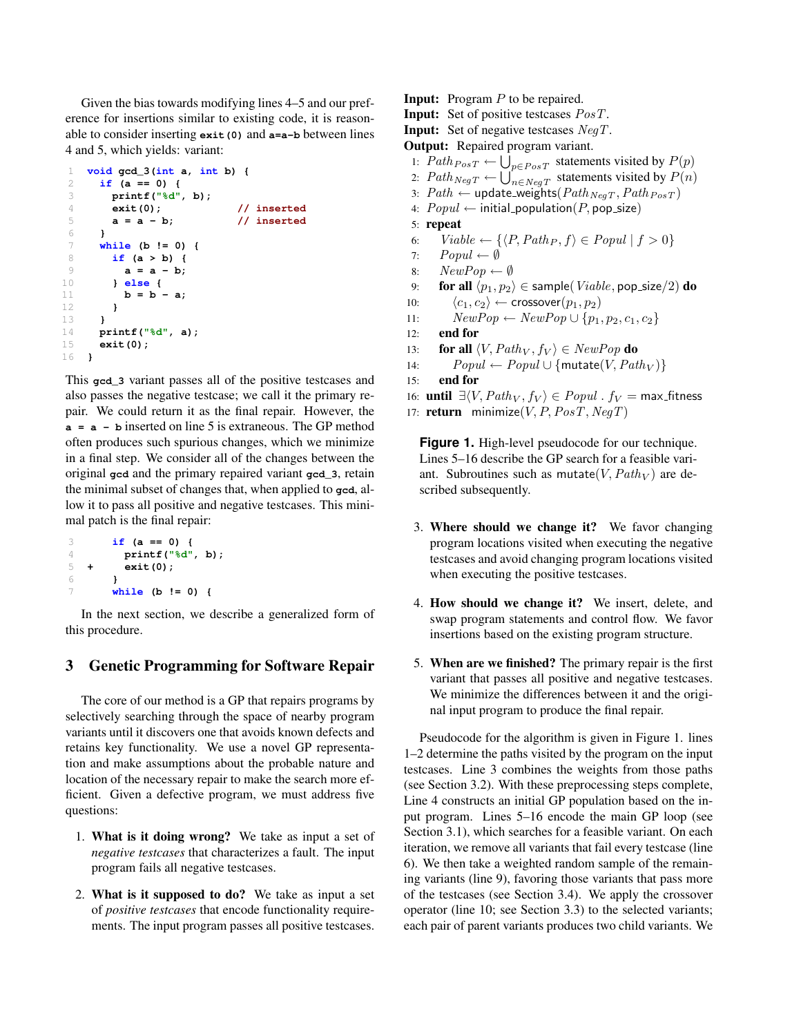Given the bias towards modifying lines 4–5 and our preference for insertions similar to existing code, it is reasonable to consider inserting `exit(0)` and `a=a-b` between lines 4 and 5, which yields: variant:

```
1   void gcd_3(int a, int b) {
2     if (a == 0) {
3       printf("%d", b);
4       exit(0);              // inserted
5       a = a - b;            // inserted
6     }
7     while (b != 0) {
8       if (a > b) {
9         a = a - b;
10      } else {
11        b = b - a;
12      }
13    }
14    printf("%d", a);
15    exit(0);
16  }
```

This `gcd_3` variant passes all of the positive testcases and also passes the negative testcase; we call it the primary repair. We could return it as the final repair. However, the `a = a - b` inserted on line 5 is extraneous. The GP method often produces such spurious changes, which we minimize in a final step. We consider all of the changes between the original `gcd` and the primary repaired variant `gcd_3`, retain the minimal subset of changes that, when applied to `gcd`, allow it to pass all positive and negative testcases. This minimal patch is the final repair:

```
3       if (a == 0) {
4         printf("%d", b);
5   +     exit(0);
6       }
7       while (b != 0) {
```

In the next section, we describe a generalized form of this procedure.

## 3 Genetic Programming for Software Repair

The core of our method is a GP that repairs programs by selectively searching through the space of nearby program variants until it discovers one that avoids known defects and retains key functionality. We use a novel GP representation and make assumptions about the probable nature and location of the necessary repair to make the search more efficient. Given a defective program, we must address five questions:

1. **What is it doing wrong?** We take as input a set of *negative testcases* that characterizes a fault. The input program fails all negative testcases.

2. **What is it supposed to do?** We take as input a set of *positive testcases* that encode functionality requirements. The input program passes all positive testcases.

3. **Where should we change it?** We favor changing program locations visited when executing the negative testcases and avoid changing program locations visited when executing the positive testcases.

4. **How should we change it?** We insert, delete, and swap program statements and control flow. We favor insertions based on the existing program structure.

5. **When are we finished?** The primary repair is the first variant that passes all positive and negative testcases. We minimize the differences between it and the original input program to produce the final repair.

**Input:** Program $P$ to be repaired.
**Input:** Set of positive testcases $PosT$.
**Input:** Set of negative testcases $NegT$.
**Output:** Repaired program variant.

1: $Path_{PosT} \leftarrow \bigcup_{p \in PosT}$ statements visited by $P(p)$
2: $Path_{NegT} \leftarrow \bigcup_{n \in NegT}$ statements visited by $P(n)$
3: $Path \leftarrow$ update_weights($Path_{NegT}, Path_{PosT}$)
4: $Popul \leftarrow$ initial_population($P$, pop_size)
5: **repeat**
6: $\quad Viable \leftarrow \{\langle P, Path_P, f\rangle \in Popul \mid f > 0\}$
7: $\quad Popul \leftarrow \emptyset$
8: $\quad NewPop \leftarrow \emptyset$
9: $\quad$ **for all** $\langle p_1, p_2\rangle \in$ sample($Viable$, pop_size/2) **do**
10: $\quad\quad \langle c_1, c_2\rangle \leftarrow$ crossover($p_1, p_2$)
11: $\quad\quad NewPop \leftarrow NewPop \cup \{p_1, p_2, c_1, c_2\}$
12: $\quad$ **end for**
13: $\quad$ **for all** $\langle V, Path_V, f_V\rangle \in NewPop$ **do**
14: $\quad\quad Popul \leftarrow Popul \cup \{$mutate($V, Path_V$)$\}$
15: $\quad$ **end for**
16: **until** $\exists\langle V, Path_V, f_V\rangle \in Popul \,.\, f_V =$ max_fitness
17: **return** minimize($V, P, PosT, NegT$)

**Figure 1.** High-level pseudocode for our technique. Lines 5–16 describe the GP search for a feasible variant. Subroutines such as mutate($V, Path_V$) are described subsequently.

Pseudocode for the algorithm is given in Figure 1. lines 1–2 determine the paths visited by the program on the input testcases. Line 3 combines the weights from those paths (see Section 3.2). With these preprocessing steps complete, Line 4 constructs an initial GP population based on the input program. Lines 5–16 encode the main GP loop (see Section 3.1), which searches for a feasible variant. On each iteration, we remove all variants that fail every testcase (line 6). We then take a weighted random sample of the remaining variants (line 9), favoring those variants that pass more of the testcases (see Section 3.4). We apply the crossover operator (line 10; see Section 3.3) to the selected variants; each pair of parent variants produces two child variants. We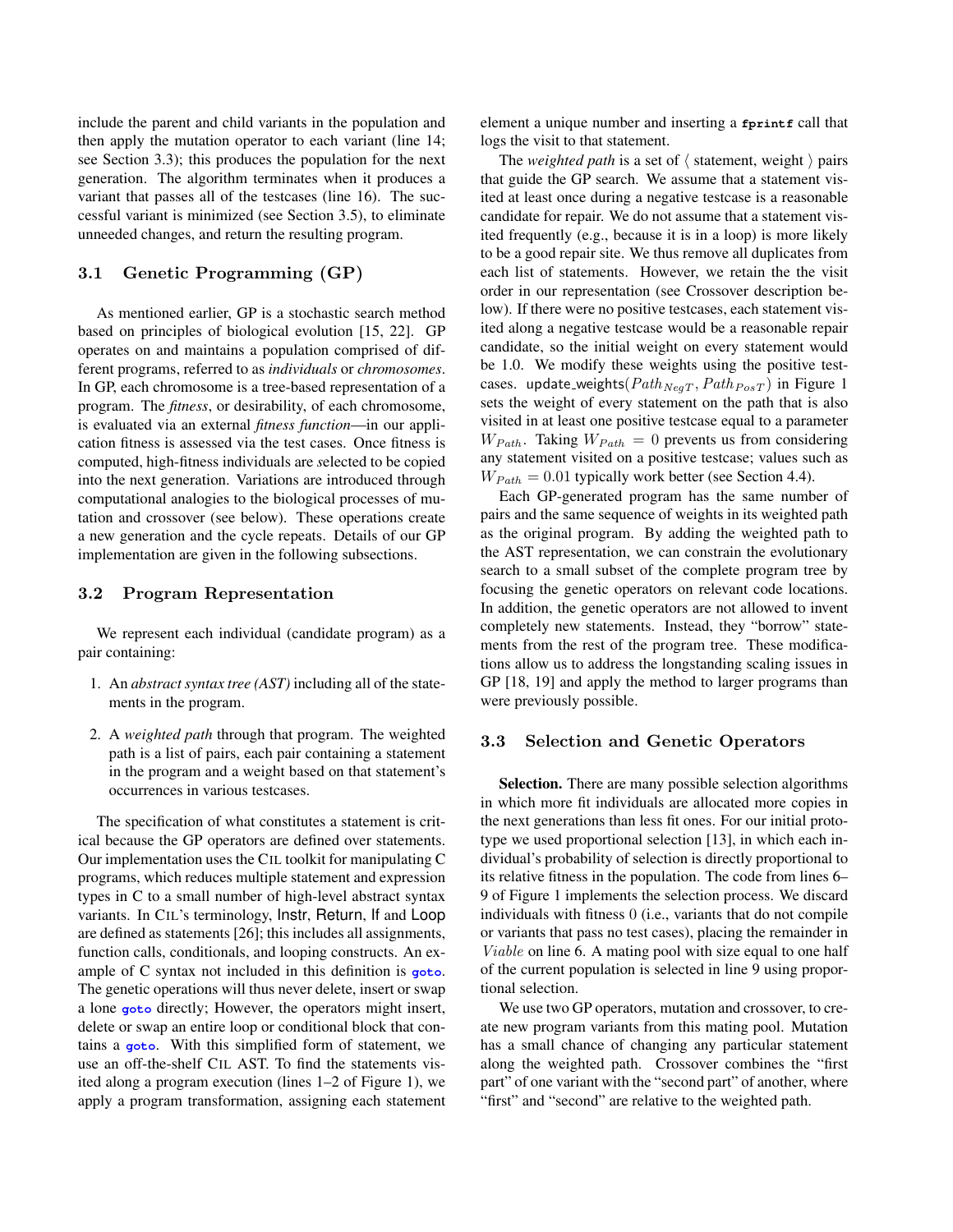include the parent and child variants in the population and then apply the mutation operator to each variant (line 14; see Section 3.3); this produces the population for the next generation. The algorithm terminates when it produces a variant that passes all of the testcases (line 16). The successful variant is minimized (see Section 3.5), to eliminate unneeded changes, and return the resulting program.

### 3.1 Genetic Programming (GP)

As mentioned earlier, GP is a stochastic search method based on principles of biological evolution [15, 22]. GP operates on and maintains a population comprised of different programs, referred to as *individuals* or *chromosomes*. In GP, each chromosome is a tree-based representation of a program. The *fitness*, or desirability, of each chromosome, is evaluated via an external *fitness function*—in our application fitness is assessed via the test cases. Once fitness is computed, high-fitness individuals are *s*elected to be copied into the next generation. Variations are introduced through computational analogies to the biological processes of mutation and crossover (see below). These operations create a new generation and the cycle repeats. Details of our GP implementation are given in the following subsections.

### 3.2 Program Representation

We represent each individual (candidate program) as a pair containing:

1. An *abstract syntax tree (AST)* including all of the statements in the program.
2. A *weighted path* through that program. The weighted path is a list of pairs, each pair containing a statement in the program and a weight based on that statement's occurrences in various testcases.

The specification of what constitutes a statement is critical because the GP operators are defined over statements. Our implementation uses the CIL toolkit for manipulating C programs, which reduces multiple statement and expression types in C to a small number of high-level abstract syntax variants. In CIL's terminology, Instr, Return, If and Loop are defined as statements [26]; this includes all assignments, function calls, conditionals, and looping constructs. An example of C syntax not included in this definition is `goto`. The genetic operations will thus never delete, insert or swap a lone `goto` directly; However, the operators might insert, delete or swap an entire loop or conditional block that contains a `goto`. With this simplified form of statement, we use an off-the-shelf CIL AST. To find the statements visited along a program execution (lines 1–2 of Figure 1), we apply a program transformation, assigning each statement element a unique number and inserting a `fprintf` call that logs the visit to that statement.

The *weighted path* is a set of ⟨ statement, weight ⟩ pairs that guide the GP search. We assume that a statement visited at least once during a negative testcase is a reasonable candidate for repair. We do not assume that a statement visited frequently (e.g., because it is in a loop) is more likely to be a good repair site. We thus remove all duplicates from each list of statements. However, we retain the the visit order in our representation (see Crossover description below). If there were no positive testcases, each statement visited along a negative testcase would be a reasonable repair candidate, so the initial weight on every statement would be 1.0. We modify these weights using the positive testcases. update_weights($Path_{NegT}$, $Path_{PosT}$) in Figure 1 sets the weight of every statement on the path that is also visited in at least one positive testcase equal to a parameter $W_{Path}$. Taking $W_{Path} = 0$ prevents us from considering any statement visited on a positive testcase; values such as $W_{Path} = 0.01$ typically work better (see Section 4.4).

Each GP-generated program has the same number of pairs and the same sequence of weights in its weighted path as the original program. By adding the weighted path to the AST representation, we can constrain the evolutionary search to a small subset of the complete program tree by focusing the genetic operators on relevant code locations. In addition, the genetic operators are not allowed to invent completely new statements. Instead, they "borrow" statements from the rest of the program tree. These modifications allow us to address the longstanding scaling issues in GP [18, 19] and apply the method to larger programs than were previously possible.

### 3.3 Selection and Genetic Operators

**Selection.** There are many possible selection algorithms in which more fit individuals are allocated more copies in the next generations than less fit ones. For our initial prototype we used proportional selection [13], in which each individual's probability of selection is directly proportional to its relative fitness in the population. The code from lines 6–9 of Figure 1 implements the selection process. We discard individuals with fitness 0 (i.e., variants that do not compile or variants that pass no test cases), placing the remainder in $Viable$ on line 6. A mating pool with size equal to one half of the current population is selected in line 9 using proportional selection.

We use two GP operators, mutation and crossover, to create new program variants from this mating pool. Mutation has a small chance of changing any particular statement along the weighted path. Crossover combines the "first part" of one variant with the "second part" of another, where "first" and "second" are relative to the weighted path.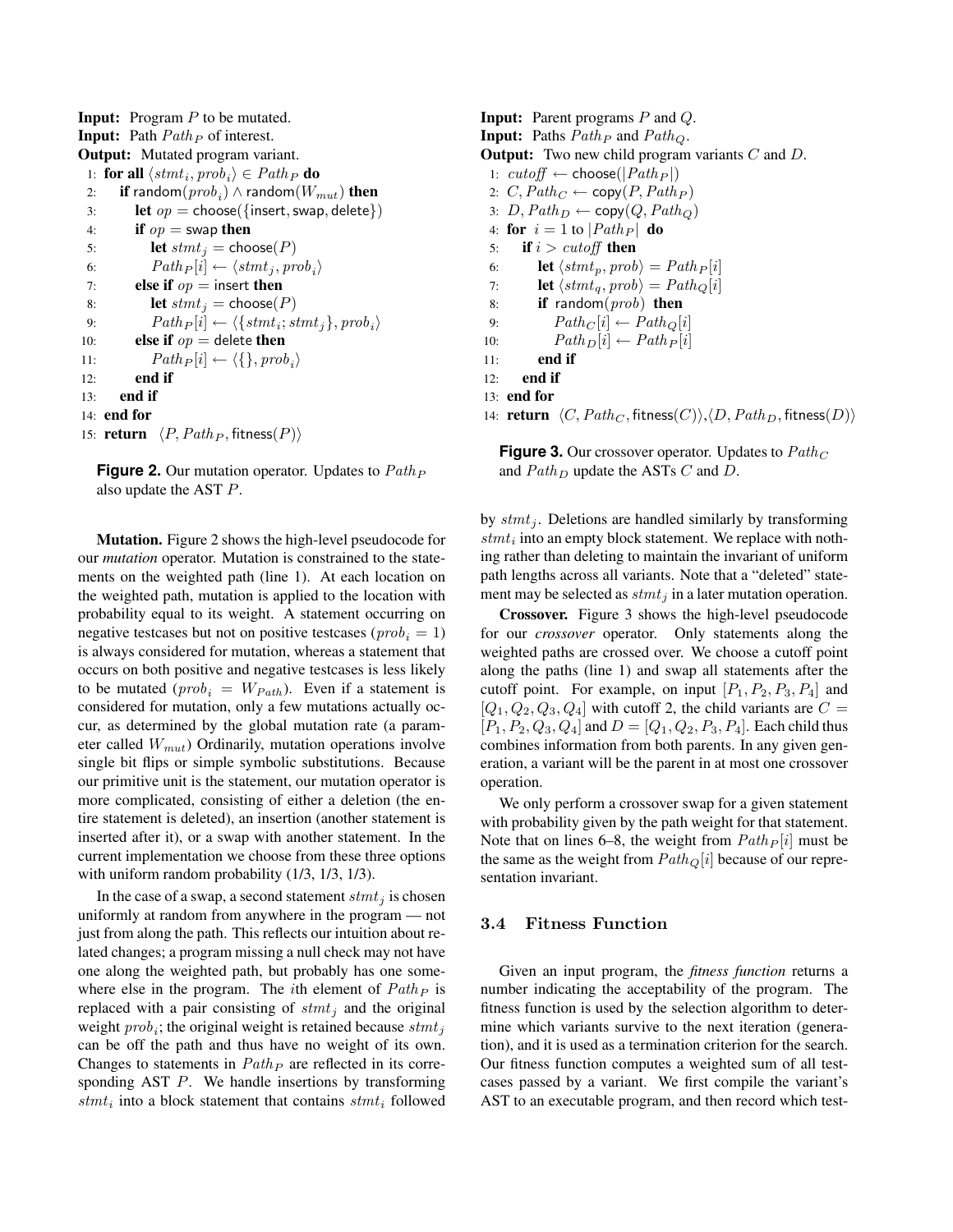**Input:** Program $P$ to be mutated.
**Input:** Path $Path_P$ of interest.
**Output:** Mutated program variant.

```
 1: for all ⟨stmt_i, prob_i⟩ ∈ Path_P do
 2:   if random(prob_i) ∧ random(W_mut) then
 3:     let op = choose({insert, swap, delete})
 4:     if op = swap then
 5:       let stmt_j = choose(P)
 6:       Path_P[i] ← ⟨stmt_j, prob_i⟩
 7:     else if op = insert then
 8:       let stmt_j = choose(P)
 9:       Path_P[i] ← ⟨{stmt_i; stmt_j}, prob_i⟩
10:     else if op = delete then
11:       Path_P[i] ← ⟨{}, prob_i⟩
12:     end if
13:   end if
14: end for
15: return ⟨P, Path_P, fitness(P)⟩
```

**Figure 2.** Our mutation operator. Updates to $Path_P$ also update the AST $P$.

**Input:** Parent programs $P$ and $Q$.
**Input:** Paths $Path_P$ and $Path_Q$.
**Output:** Two new child program variants $C$ and $D$.

```
 1: cutoff ← choose(|Path_P|)
 2: C, Path_C ← copy(P, Path_P)
 3: D, Path_D ← copy(Q, Path_Q)
 4: for i = 1 to |Path_P| do
 5:   if i > cutoff then
 6:     let ⟨stmt_p, prob⟩ = Path_P[i]
 7:     let ⟨stmt_q, prob⟩ = Path_Q[i]
 8:     if random(prob) then
 9:       Path_C[i] ← Path_Q[i]
10:       Path_D[i] ← Path_P[i]
11:     end if
12:   end if
13: end for
14: return ⟨C, Path_C, fitness(C)⟩,⟨D, Path_D, fitness(D)⟩
```

**Figure 3.** Our crossover operator. Updates to $Path_C$ and $Path_D$ update the ASTs $C$ and $D$.

**Mutation.** Figure 2 shows the high-level pseudocode for our *mutation* operator. Mutation is constrained to the statements on the weighted path (line 1). At each location on the weighted path, mutation is applied to the location with probability equal to its weight. A statement occurring on negative testcases but not on positive testcases ($prob_i = 1$) is always considered for mutation, whereas a statement that occurs on both positive and negative testcases is less likely to be mutated ($prob_i = W_{Path}$). Even if a statement is considered for mutation, only a few mutations actually occur, as determined by the global mutation rate (a parameter called $W_{mut}$) Ordinarily, mutation operations involve single bit flips or simple symbolic substitutions. Because our primitive unit is the statement, our mutation operator is more complicated, consisting of either a deletion (the entire statement is deleted), an insertion (another statement is inserted after it), or a swap with another statement. In the current implementation we choose from these three options with uniform random probability (1/3, 1/3, 1/3).

In the case of a swap, a second statement $stmt_j$ is chosen uniformly at random from anywhere in the program — not just from along the path. This reflects our intuition about related changes; a program missing a null check may not have one along the weighted path, but probably has one somewhere else in the program. The $i$th element of $Path_P$ is replaced with a pair consisting of $stmt_j$ and the original weight $prob_i$; the original weight is retained because $stmt_j$ can be off the path and thus have no weight of its own. Changes to statements in $Path_P$ are reflected in its corresponding AST $P$. We handle insertions by transforming $stmt_i$ into a block statement that contains $stmt_i$ followed by $stmt_j$. Deletions are handled similarly by transforming $stmt_i$ into an empty block statement. We replace with nothing rather than deleting to maintain the invariant of uniform path lengths across all variants. Note that a "deleted" statement may be selected as $stmt_j$ in a later mutation operation.

**Crossover.** Figure 3 shows the high-level pseudocode for our *crossover* operator. Only statements along the weighted paths are crossed over. We choose a cutoff point along the paths (line 1) and swap all statements after the cutoff point. For example, on input $[P_1, P_2, P_3, P_4]$ and $[Q_1, Q_2, Q_3, Q_4]$ with cutoff 2, the child variants are $C = [P_1, P_2, Q_3, Q_4]$ and $D = [Q_1, Q_2, P_3, P_4]$. Each child thus combines information from both parents. In any given generation, a variant will be the parent in at most one crossover operation.

We only perform a crossover swap for a given statement with probability given by the path weight for that statement. Note that on lines 6–8, the weight from $Path_P[i]$ must be the same as the weight from $Path_Q[i]$ because of our representation invariant.

### 3.4 Fitness Function

Given an input program, the *fitness function* returns a number indicating the acceptability of the program. The fitness function is used by the selection algorithm to determine which variants survive to the next iteration (generation), and it is used as a termination criterion for the search. Our fitness function computes a weighted sum of all testcases passed by a variant. We first compile the variant's AST to an executable program, and then record which test-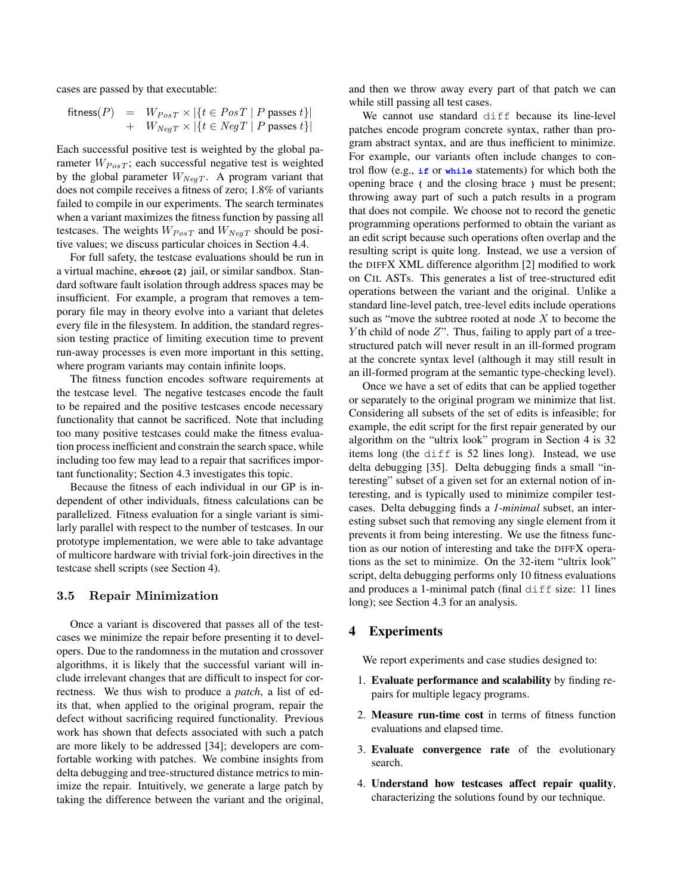cases are passed by that executable:

$$
\begin{aligned}
\mathsf{fitness}(P) &= W_{PosT} \times |\{t \in PosT \mid P \text{ passes } t\}| \\
&+ W_{NegT} \times |\{t \in NegT \mid P \text{ passes } t\}|
\end{aligned}
$$

Each successful positive test is weighted by the global parameter $W_{PosT}$; each successful negative test is weighted by the global parameter $W_{NegT}$. A program variant that does not compile receives a fitness of zero; 1.8% of variants failed to compile in our experiments. The search terminates when a variant maximizes the fitness function by passing all testcases. The weights $W_{PosT}$ and $W_{NegT}$ should be positive values; we discuss particular choices in Section 4.4.

For full safety, the testcase evaluations should be run in a virtual machine, **chroot(2)** jail, or similar sandbox. Standard software fault isolation through address spaces may be insufficient. For example, a program that removes a temporary file may in theory evolve into a variant that deletes every file in the filesystem. In addition, the standard regression testing practice of limiting execution time to prevent run-away processes is even more important in this setting, where program variants may contain infinite loops.

The fitness function encodes software requirements at the testcase level. The negative testcases encode the fault to be repaired and the positive testcases encode necessary functionality that cannot be sacrificed. Note that including too many positive testcases could make the fitness evaluation process inefficient and constrain the search space, while including too few may lead to a repair that sacrifices important functionality; Section 4.3 investigates this topic.

Because the fitness of each individual in our GP is independent of other individuals, fitness calculations can be parallelized. Fitness evaluation for a single variant is similarly parallel with respect to the number of testcases. In our prototype implementation, we were able to take advantage of multicore hardware with trivial fork-join directives in the testcase shell scripts (see Section 4).

### 3.5 Repair Minimization

Once a variant is discovered that passes all of the testcases we minimize the repair before presenting it to developers. Due to the randomness in the mutation and crossover algorithms, it is likely that the successful variant will include irrelevant changes that are difficult to inspect for correctness. We thus wish to produce a *patch*, a list of edits that, when applied to the original program, repair the defect without sacrificing required functionality. Previous work has shown that defects associated with such a patch are more likely to be addressed [34]; developers are comfortable working with patches. We combine insights from delta debugging and tree-structured distance metrics to minimize the repair. Intuitively, we generate a large patch by taking the difference between the variant and the original, and then we throw away every part of that patch we can while still passing all test cases.

We cannot use standard `diff` because its line-level patches encode program concrete syntax, rather than program abstract syntax, and are thus inefficient to minimize. For example, our variants often include changes to control flow (e.g., **if** or **while** statements) for which both the opening brace **{** and the closing brace **}** must be present; throwing away part of such a patch results in a program that does not compile. We choose not to record the genetic programming operations performed to obtain the variant as an edit script because such operations often overlap and the resulting script is quite long. Instead, we use a version of the DIFFX XML difference algorithm [2] modified to work on CIL ASTs. This generates a list of tree-structured edit operations between the variant and the original. Unlike a standard line-level patch, tree-level edits include operations such as "move the subtree rooted at node $X$ to become the $Y$th child of node $Z$". Thus, failing to apply part of a tree-structured patch will never result in an ill-formed program at the concrete syntax level (although it may still result in an ill-formed program at the semantic type-checking level).

Once we have a set of edits that can be applied together or separately to the original program we minimize that list. Considering all subsets of the set of edits is infeasible; for example, the edit script for the first repair generated by our algorithm on the "ultrix look" program in Section 4 is 32 items long (the `diff` is 52 lines long). Instead, we use delta debugging [35]. Delta debugging finds a small "interesting" subset of a given set for an external notion of interesting, and is typically used to minimize compiler testcases. Delta debugging finds a *1-minimal* subset, an interesting subset such that removing any single element from it prevents it from being interesting. We use the fitness function as our notion of interesting and take the DIFFX operations as the set to minimize. On the 32-item "ultrix look" script, delta debugging performs only 10 fitness evaluations and produces a 1-minimal patch (final `diff` size: 11 lines long); see Section 4.3 for an analysis.

## 4 Experiments

We report experiments and case studies designed to:

1. **Evaluate performance and scalability** by finding repairs for multiple legacy programs.
2. **Measure run-time cost** in terms of fitness function evaluations and elapsed time.
3. **Evaluate convergence rate** of the evolutionary search.
4. **Understand how testcases affect repair quality**, characterizing the solutions found by our technique.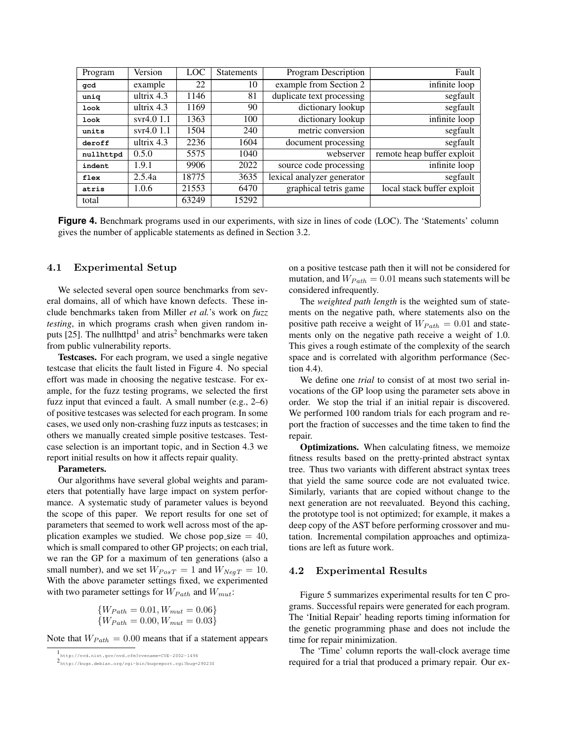| Program | Version | LOC | Statements | Program Description | Fault |
|---|---|---|---|---|---|
| `gcd` | example | 22 | 10 | example from Section 2 | infinite loop |
| `uniq` | ultrix 4.3 | 1146 | 81 | duplicate text processing | segfault |
| `look` | ultrix 4.3 | 1169 | 90 | dictionary lookup | segfault |
| `look` | svr4.0 1.1 | 1363 | 100 | dictionary lookup | infinite loop |
| `units` | svr4.0 1.1 | 1504 | 240 | metric conversion | segfault |
| `deroff` | ultrix 4.3 | 2236 | 1604 | document processing | segfault |
| `nullhttpd` | 0.5.0 | 5575 | 1040 | webserver | remote heap buffer exploit |
| `indent` | 1.9.1 | 9906 | 2022 | source code processing | infinite loop |
| `flex` | 2.5.4a | 18775 | 3635 | lexical analyzer generator | segfault |
| `atris` | 1.0.6 | 21553 | 6470 | graphical tetris game | local stack buffer exploit |
| total | | 63249 | 15292 | | |

**Figure 4.** Benchmark programs used in our experiments, with size in lines of code (LOC). The 'Statements' column gives the number of applicable statements as defined in Section 3.2.

### 4.1 Experimental Setup

We selected several open source benchmarks from several domains, all of which have known defects. These include benchmarks taken from Miller *et al.*'s work on *fuzz testing*, in which programs crash when given random inputs [25]. The nullhttpd[1] and atris[2] benchmarks were taken from public vulnerability reports.

**Testcases.** For each program, we used a single negative testcase that elicits the fault listed in Figure 4. No special effort was made in choosing the negative testcase. For example, for the fuzz testing programs, we selected the first fuzz input that evinced a fault. A small number (e.g., 2–6) of positive testcases was selected for each program. In some cases, we used only non-crashing fuzz inputs as testcases; in others we manually created simple positive testcases. Testcase selection is an important topic, and in Section 4.3 we report initial results on how it affects repair quality.

**Parameters.**

Our algorithms have several global weights and parameters that potentially have large impact on system performance. A systematic study of parameter values is beyond the scope of this paper. We report results for one set of parameters that seemed to work well across most of the application examples we studied. We chose pop_size = 40, which is small compared to other GP projects; on each trial, we ran the GP for a maximum of ten generations (also a small number), and we set $W_{PosT} = 1$ and $W_{NegT} = 10$. With the above parameter settings fixed, we experimented with two parameter settings for $W_{Path}$ and $W_{mut}$:

$$\{W_{Path} = 0.01, W_{mut} = 0.06\}$$
$$\{W_{Path} = 0.00, W_{mut} = 0.03\}$$

Note that $W_{Path} = 0.00$ means that if a statement appears on a positive testcase path then it will not be considered for mutation, and $W_{Path} = 0.01$ means such statements will be considered infrequently.

The *weighted path length* is the weighted sum of statements on the negative path, where statements also on the positive path receive a weight of $W_{Path} = 0.01$ and statements only on the negative path receive a weight of 1.0. This gives a rough estimate of the complexity of the search space and is correlated with algorithm performance (Section 4.4).

We define one *trial* to consist of at most two serial invocations of the GP loop using the parameter sets above in order. We stop the trial if an initial repair is discovered. We performed 100 random trials for each program and report the fraction of successes and the time taken to find the repair.

**Optimizations.** When calculating fitness, we memoize fitness results based on the pretty-printed abstract syntax tree. Thus two variants with different abstract syntax trees that yield the same source code are not evaluated twice. Similarly, variants that are copied without change to the next generation are not reevaluated. Beyond this caching, the prototype tool is not optimized; for example, it makes a deep copy of the AST before performing crossover and mutation. Incremental compilation approaches and optimizations are left as future work.

### 4.2 Experimental Results

Figure 5 summarizes experimental results for ten C programs. Successful repairs were generated for each program. The 'Initial Repair' heading reports timing information for the genetic programming phase and does not include the time for repair minimization.

The 'Time' column reports the wall-clock average time required for a trial that produced a primary repair. Our ex-

[1] http://nvd.nist.gov/nvd.cfm?cvename=CVE-2002-1496

[2] http://bugs.debian.org/cgi-bin/bugreport.cgi?bug=290230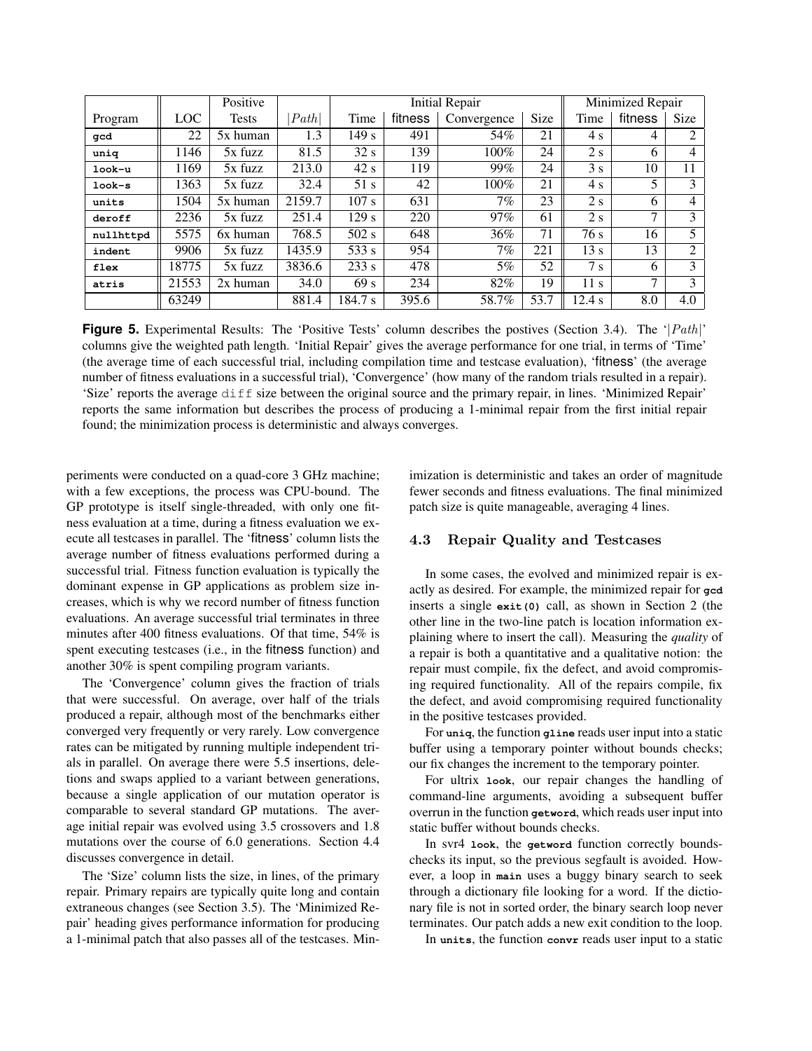| Program | LOC | Positive Tests | $\|Path\|$ | Initial Repair | | | | Minimized Repair | | |
|---|---|---|---|---|---|---|---|---|---|---|
| | | | | Time | fitness | Convergence | Size | Time | fitness | Size |
| gcd | 22 | 5x human | 1.3 | 149 s | 491 | 54% | 21 | 4 s | 4 | 2 |
| uniq | 1146 | 5x fuzz | 81.5 | 32 s | 139 | 100% | 24 | 2 s | 6 | 4 |
| look-u | 1169 | 5x fuzz | 213.0 | 42 s | 119 | 99% | 24 | 3 s | 10 | 11 |
| look-s | 1363 | 5x fuzz | 32.4 | 51 s | 42 | 100% | 21 | 4 s | 5 | 3 |
| units | 1504 | 5x human | 2159.7 | 107 s | 631 | 7% | 23 | 2 s | 6 | 4 |
| deroff | 2236 | 5x fuzz | 251.4 | 129 s | 220 | 97% | 61 | 2 s | 7 | 3 |
| nullhttpd | 5575 | 6x human | 768.5 | 502 s | 648 | 36% | 71 | 76 s | 16 | 5 |
| indent | 9906 | 5x fuzz | 1435.9 | 533 s | 954 | 7% | 221 | 13 s | 13 | 2 |
| flex | 18775 | 5x fuzz | 3836.6 | 233 s | 478 | 5% | 52 | 7 s | 6 | 3 |
| atris | 21553 | 2x human | 34.0 | 69 s | 234 | 82% | 19 | 11 s | 7 | 3 |
| | 63249 | | 881.4 | 184.7 s | 395.6 | 58.7% | 53.7 | 12.4 s | 8.0 | 4.0 |

**Figure 5.** Experimental Results: The 'Positive Tests' column describes the postives (Section 3.4). The '$|Path|$' columns give the weighted path length. 'Initial Repair' gives the average performance for one trial, in terms of 'Time' (the average time of each successful trial, including compilation time and testcase evaluation), 'fitness' (the average number of fitness evaluations in a successful trial), 'Convergence' (how many of the random trials resulted in a repair). 'Size' reports the average diff size between the original source and the primary repair, in lines. 'Minimized Repair' reports the same information but describes the process of producing a 1-minimal repair from the first initial repair found; the minimization process is deterministic and always converges.

periments were conducted on a quad-core 3 GHz machine; with a few exceptions, the process was CPU-bound. The GP prototype is itself single-threaded, with only one fitness evaluation at a time, during a fitness evaluation we execute all testcases in parallel. The 'fitness' column lists the average number of fitness evaluations performed during a successful trial. Fitness function evaluation is typically the dominant expense in GP applications as problem size increases, which is why we record number of fitness function evaluations. An average successful trial terminates in three minutes after 400 fitness evaluations. Of that time, 54% is spent executing testcases (i.e., in the fitness function) and another 30% is spent compiling program variants.

The 'Convergence' column gives the fraction of trials that were successful. On average, over half of the trials produced a repair, although most of the benchmarks either converged very frequently or very rarely. Low convergence rates can be mitigated by running multiple independent trials in parallel. On average there were 5.5 insertions, deletions and swaps applied to a variant between generations, because a single application of our mutation operator is comparable to several standard GP mutations. The average initial repair was evolved using 3.5 crossovers and 1.8 mutations over the course of 6.0 generations. Section 4.4 discusses convergence in detail.

The 'Size' column lists the size, in lines, of the primary repair. Primary repairs are typically quite long and contain extraneous changes (see Section 3.5). The 'Minimized Repair' heading gives performance information for producing a 1-minimal patch that also passes all of the testcases. Minimization is deterministic and takes an order of magnitude fewer seconds and fitness evaluations. The final minimized patch size is quite manageable, averaging 4 lines.

### 4.3 Repair Quality and Testcases

In some cases, the evolved and minimized repair is exactly as desired. For example, the minimized repair for **gcd** inserts a single **exit(0)** call, as shown in Section 2 (the other line in the two-line patch is location information explaining where to insert the call). Measuring the *quality* of a repair is both a quantitative and a qualitative notion: the repair must compile, fix the defect, and avoid compromising required functionality. All of the repairs compile, fix the defect, and avoid compromising required functionality in the positive testcases provided.

For **uniq**, the function **gline** reads user input into a static buffer using a temporary pointer without bounds checks; our fix changes the increment to the temporary pointer.

For ultrix **look**, our repair changes the handling of command-line arguments, avoiding a subsequent buffer overrun in the function **getword**, which reads user input into static buffer without bounds checks.

In svr4 **look**, the **getword** function correctly bounds-checks its input, so the previous segfault is avoided. However, a loop in **main** uses a buggy binary search to seek through a dictionary file looking for a word. If the dictionary file is not in sorted order, the binary search loop never terminates. Our patch adds a new exit condition to the loop.

In **units**, the function **convr** reads user input to a static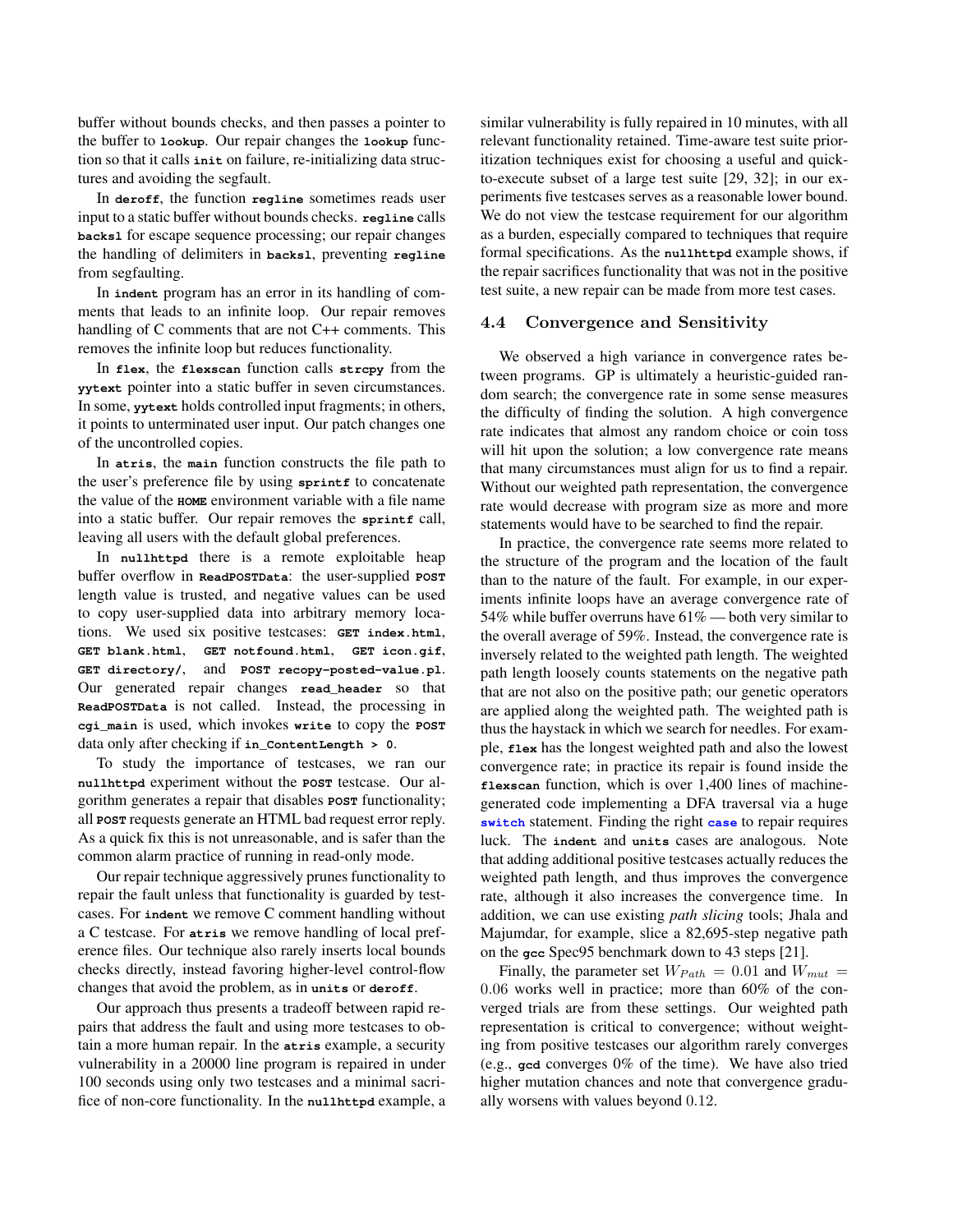buffer without bounds checks, and then passes a pointer to the buffer to `lookup`. Our repair changes the `lookup` function so that it calls `init` on failure, re-initializing data structures and avoiding the segfault.

In `deroff`, the function `regline` sometimes reads user input to a static buffer without bounds checks. `regline` calls `backsl` for escape sequence processing; our repair changes the handling of delimiters in `backsl`, preventing `regline` from segfaulting.

In `indent` program has an error in its handling of comments that leads to an infinite loop. Our repair removes handling of C comments that are not C++ comments. This removes the infinite loop but reduces functionality.

In `flex`, the `flexscan` function calls `strcpy` from the `yytext` pointer into a static buffer in seven circumstances. In some, `yytext` holds controlled input fragments; in others, it points to unterminated user input. Our patch changes one of the uncontrolled copies.

In `atris`, the `main` function constructs the file path to the user's preference file by using `sprintf` to concatenate the value of the `HOME` environment variable with a file name into a static buffer. Our repair removes the `sprintf` call, leaving all users with the default global preferences.

In `nullhttpd` there is a remote exploitable heap buffer overflow in `ReadPOSTData`: the user-supplied `POST` length value is trusted, and negative values can be used to copy user-supplied data into arbitrary memory locations. We used six positive testcases: `GET index.html`, `GET blank.html`, `GET notfound.html`, `GET icon.gif`, `GET directory/`, and `POST recopy-posted-value.pl`. Our generated repair changes `read_header` so that `ReadPOSTData` is not called. Instead, the processing in `cgi_main` is used, which invokes `write` to copy the `POST` data only after checking if `in_ContentLength > 0`.

To study the importance of testcases, we ran our `nullhttpd` experiment without the `POST` testcase. Our algorithm generates a repair that disables `POST` functionality; all `POST` requests generate an HTML bad request error reply. As a quick fix this is not unreasonable, and is safer than the common alarm practice of running in read-only mode.

Our repair technique aggressively prunes functionality to repair the fault unless that functionality is guarded by testcases. For `indent` we remove C comment handling without a C testcase. For `atris` we remove handling of local preference files. Our technique also rarely inserts local bounds checks directly, instead favoring higher-level control-flow changes that avoid the problem, as in `units` or `deroff`.

Our approach thus presents a tradeoff between rapid repairs that address the fault and using more testcases to obtain a more human repair. In the `atris` example, a security vulnerability in a 20000 line program is repaired in under 100 seconds using only two testcases and a minimal sacrifice of non-core functionality. In the `nullhttpd` example, a similar vulnerability is fully repaired in 10 minutes, with all relevant functionality retained. Time-aware test suite prioritization techniques exist for choosing a useful and quick-to-execute subset of a large test suite [29, 32]; in our experiments five testcases serves as a reasonable lower bound. We do not view the testcase requirement for our algorithm as a burden, especially compared to techniques that require formal specifications. As the `nullhttpd` example shows, if the repair sacrifices functionality that was not in the positive test suite, a new repair can be made from more test cases.

### 4.4 Convergence and Sensitivity

We observed a high variance in convergence rates between programs. GP is ultimately a heuristic-guided random search; the convergence rate in some sense measures the difficulty of finding the solution. A high convergence rate indicates that almost any random choice or coin toss will hit upon the solution; a low convergence rate means that many circumstances must align for us to find a repair. Without our weighted path representation, the convergence rate would decrease with program size as more and more statements would have to be searched to find the repair.

In practice, the convergence rate seems more related to the structure of the program and the location of the fault than to the nature of the fault. For example, in our experiments infinite loops have an average convergence rate of 54% while buffer overruns have 61% — both very similar to the overall average of 59%. Instead, the convergence rate is inversely related to the weighted path length. The weighted path length loosely counts statements on the negative path that are not also on the positive path; our genetic operators are applied along the weighted path. The weighted path is thus the haystack in which we search for needles. For example, `flex` has the longest weighted path and also the lowest convergence rate; in practice its repair is found inside the `flexscan` function, which is over 1,400 lines of machine-generated code implementing a DFA traversal via a huge `switch` statement. Finding the right `case` to repair requires luck. The `indent` and `units` cases are analogous. Note that adding additional positive testcases actually reduces the weighted path length, and thus improves the convergence rate, although it also increases the convergence time. In addition, we can use existing *path slicing* tools; Jhala and Majumdar, for example, slice a 82,695-step negative path on the `gcc` Spec95 benchmark down to 43 steps [21].

Finally, the parameter set $W_{Path} = 0.01$ and $W_{mut} = 0.06$ works well in practice; more than 60% of the converged trials are from these settings. Our weighted path representation is critical to convergence; without weighting from positive testcases our algorithm rarely converges (e.g., `gcd` converges 0% of the time). We have also tried higher mutation chances and note that convergence gradually worsens with values beyond 0.12.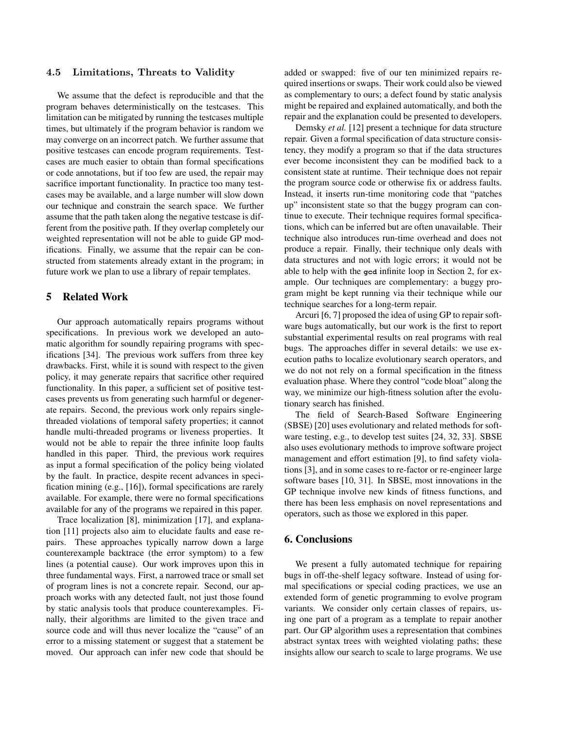### 4.5 Limitations, Threats to Validity

We assume that the defect is reproducible and that the program behaves deterministically on the testcases. This limitation can be mitigated by running the testcases multiple times, but ultimately if the program behavior is random we may converge on an incorrect patch. We further assume that positive testcases can encode program requirements. Testcases are much easier to obtain than formal specifications or code annotations, but if too few are used, the repair may sacrifice important functionality. In practice too many testcases may be available, and a large number will slow down our technique and constrain the search space. We further assume that the path taken along the negative testcase is different from the positive path. If they overlap completely our weighted representation will not be able to guide GP modifications. Finally, we assume that the repair can be constructed from statements already extant in the program; in future work we plan to use a library of repair templates.

## 5 Related Work

Our approach automatically repairs programs without specifications. In previous work we developed an automatic algorithm for soundly repairing programs with specifications [34]. The previous work suffers from three key drawbacks. First, while it is sound with respect to the given policy, it may generate repairs that sacrifice other required functionality. In this paper, a sufficient set of positive testcases prevents us from generating such harmful or degenerate repairs. Second, the previous work only repairs single-threaded violations of temporal safety properties; it cannot handle multi-threaded programs or liveness properties. It would not be able to repair the three infinite loop faults handled in this paper. Third, the previous work requires as input a formal specification of the policy being violated by the fault. In practice, despite recent advances in specification mining (e.g., [16]), formal specifications are rarely available. For example, there were no formal specifications available for any of the programs we repaired in this paper.

Trace localization [8], minimization [17], and explanation [11] projects also aim to elucidate faults and ease repairs. These approaches typically narrow down a large counterexample backtrace (the error symptom) to a few lines (a potential cause). Our work improves upon this in three fundamental ways. First, a narrowed trace or small set of program lines is not a concrete repair. Second, our approach works with any detected fault, not just those found by static analysis tools that produce counterexamples. Finally, their algorithms are limited to the given trace and source code and will thus never localize the "cause" of an error to a missing statement or suggest that a statement be moved. Our approach can infer new code that should be added or swapped: five of our ten minimized repairs required insertions or swaps. Their work could also be viewed as complementary to ours; a defect found by static analysis might be repaired and explained automatically, and both the repair and the explanation could be presented to developers.

Demsky *et al.* [12] present a technique for data structure repair. Given a formal specification of data structure consistency, they modify a program so that if the data structures ever become inconsistent they can be modified back to a consistent state at runtime. Their technique does not repair the program source code or otherwise fix or address faults. Instead, it inserts run-time monitoring code that "patches up" inconsistent state so that the buggy program can continue to execute. Their technique requires formal specifications, which can be inferred but are often unavailable. Their technique also introduces run-time overhead and does not produce a repair. Finally, their technique only deals with data structures and not with logic errors; it would not be able to help with the `gcd` infinite loop in Section 2, for example. Our techniques are complementary: a buggy program might be kept running via their technique while our technique searches for a long-term repair.

Arcuri [6, 7] proposed the idea of using GP to repair software bugs automatically, but our work is the first to report substantial experimental results on real programs with real bugs. The approaches differ in several details: we use execution paths to localize evolutionary search operators, and we do not not rely on a formal specification in the fitness evaluation phase. Where they control "code bloat" along the way, we minimize our high-fitness solution after the evolutionary search has finished.

The field of Search-Based Software Engineering (SBSE) [20] uses evolutionary and related methods for software testing, e.g., to develop test suites [24, 32, 33]. SBSE also uses evolutionary methods to improve software project management and effort estimation [9], to find safety violations [3], and in some cases to re-factor or re-engineer large software bases [10, 31]. In SBSE, most innovations in the GP technique involve new kinds of fitness functions, and there has been less emphasis on novel representations and operators, such as those we explored in this paper.

## 6. Conclusions

We present a fully automated technique for repairing bugs in off-the-shelf legacy software. Instead of using formal specifications or special coding practices, we use an extended form of genetic programming to evolve program variants. We consider only certain classes of repairs, using one part of a program as a template to repair another part. Our GP algorithm uses a representation that combines abstract syntax trees with weighted violating paths; these insights allow our search to scale to large programs. We use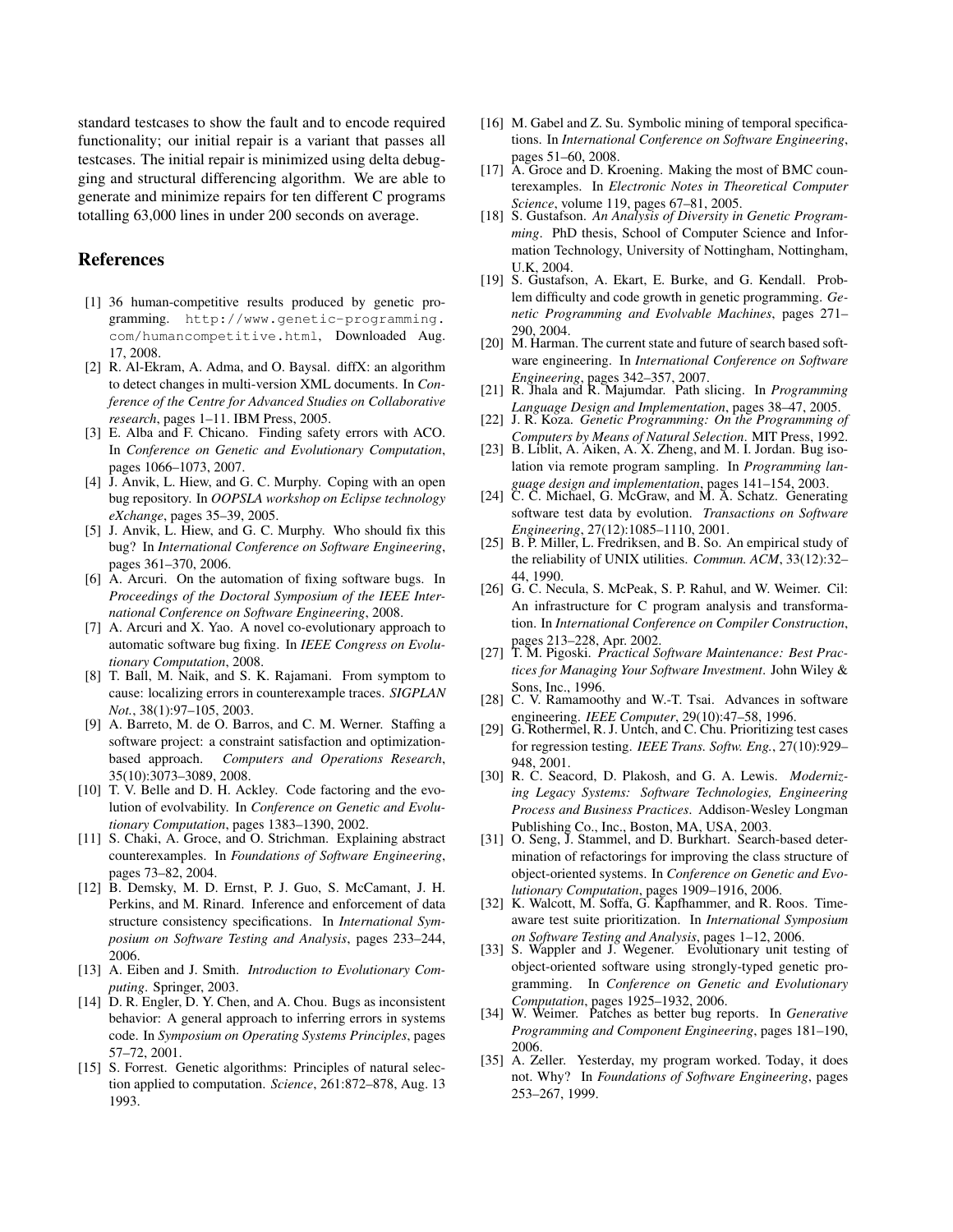standard testcases to show the fault and to encode required functionality; our initial repair is a variant that passes all testcases. The initial repair is minimized using delta debugging and structural differencing algorithm. We are able to generate and minimize repairs for ten different C programs totalling 63,000 lines in under 200 seconds on average.

## References

[1] 36 human-competitive results produced by genetic programming. http://www.genetic-programming.com/humancompetitive.html, Downloaded Aug. 17, 2008.

[2] R. Al-Ekram, A. Adma, and O. Baysal. diffX: an algorithm to detect changes in multi-version XML documents. In *Conference of the Centre for Advanced Studies on Collaborative research*, pages 1–11. IBM Press, 2005.

[3] E. Alba and F. Chicano. Finding safety errors with ACO. In *Conference on Genetic and Evolutionary Computation*, pages 1066–1073, 2007.

[4] J. Anvik, L. Hiew, and G. C. Murphy. Coping with an open bug repository. In *OOPSLA workshop on Eclipse technology eXchange*, pages 35–39, 2005.

[5] J. Anvik, L. Hiew, and G. C. Murphy. Who should fix this bug? In *International Conference on Software Engineering*, pages 361–370, 2006.

[6] A. Arcuri. On the automation of fixing software bugs. In *Proceedings of the Doctoral Symposium of the IEEE International Conference on Software Engineering*, 2008.

[7] A. Arcuri and X. Yao. A novel co-evolutionary approach to automatic software bug fixing. In *IEEE Congress on Evolutionary Computation*, 2008.

[8] T. Ball, M. Naik, and S. K. Rajamani. From symptom to cause: localizing errors in counterexample traces. *SIGPLAN Not.*, 38(1):97–105, 2003.

[9] A. Barreto, M. de O. Barros, and C. M. Werner. Staffing a software project: a constraint satisfaction and optimization-based approach. *Computers and Operations Research*, 35(10):3073–3089, 2008.

[10] T. V. Belle and D. H. Ackley. Code factoring and the evolution of evolvability. In *Conference on Genetic and Evolutionary Computation*, pages 1383–1390, 2002.

[11] S. Chaki, A. Groce, and O. Strichman. Explaining abstract counterexamples. In *Foundations of Software Engineering*, pages 73–82, 2004.

[12] B. Demsky, M. D. Ernst, P. J. Guo, S. McCamant, J. H. Perkins, and M. Rinard. Inference and enforcement of data structure consistency specifications. In *International Symposium on Software Testing and Analysis*, pages 233–244, 2006.

[13] A. Eiben and J. Smith. *Introduction to Evolutionary Computing*. Springer, 2003.

[14] D. R. Engler, D. Y. Chen, and A. Chou. Bugs as inconsistent behavior: A general approach to inferring errors in systems code. In *Symposium on Operating Systems Principles*, pages 57–72, 2001.

[15] S. Forrest. Genetic algorithms: Principles of natural selection applied to computation. *Science*, 261:872–878, Aug. 13 1993.

[16] M. Gabel and Z. Su. Symbolic mining of temporal specifications. In *International Conference on Software Engineering*, pages 51–60, 2008.

[17] A. Groce and D. Kroening. Making the most of BMC counterexamples. In *Electronic Notes in Theoretical Computer Science*, volume 119, pages 67–81, 2005.

[18] S. Gustafson. *An Analysis of Diversity in Genetic Programming*. PhD thesis, School of Computer Science and Information Technology, University of Nottingham, Nottingham, U.K, 2004.

[19] S. Gustafson, A. Ekart, E. Burke, and G. Kendall. Problem difficulty and code growth in genetic programming. *Genetic Programming and Evolvable Machines*, pages 271–290, 2004.

[20] M. Harman. The current state and future of search based software engineering. In *International Conference on Software Engineering*, pages 342–357, 2007.

[21] R. Jhala and R. Majumdar. Path slicing. In *Programming Language Design and Implementation*, pages 38–47, 2005.

[22] J. R. Koza. *Genetic Programming: On the Programming of Computers by Means of Natural Selection*. MIT Press, 1992.

[23] B. Liblit, A. Aiken, A. X. Zheng, and M. I. Jordan. Bug isolation via remote program sampling. In *Programming language design and implementation*, pages 141–154, 2003.

[24] C. C. Michael, G. McGraw, and M. A. Schatz. Generating software test data by evolution. *Transactions on Software Engineering*, 27(12):1085–1110, 2001.

[25] B. P. Miller, L. Fredriksen, and B. So. An empirical study of the reliability of UNIX utilities. *Commun. ACM*, 33(12):32–44, 1990.

[26] G. C. Necula, S. McPeak, S. P. Rahul, and W. Weimer. Cil: An infrastructure for C program analysis and transformation. In *International Conference on Compiler Construction*, pages 213–228, Apr. 2002.

[27] T. M. Pigoski. *Practical Software Maintenance: Best Practices for Managing Your Software Investment*. John Wiley & Sons, Inc., 1996.

[28] C. V. Ramamoothy and W.-T. Tsai. Advances in software engineering. *IEEE Computer*, 29(10):47–58, 1996.

[29] G. Rothermel, R. J. Untch, and C. Chu. Prioritizing test cases for regression testing. *IEEE Trans. Softw. Eng.*, 27(10):929–948, 2001.

[30] R. C. Seacord, D. Plakosh, and G. A. Lewis. *Modernizing Legacy Systems: Software Technologies, Engineering Process and Business Practices*. Addison-Wesley Longman Publishing Co., Inc., Boston, MA, USA, 2003.

[31] O. Seng, J. Stammel, and D. Burkhart. Search-based determination of refactorings for improving the class structure of object-oriented systems. In *Conference on Genetic and Evolutionary Computation*, pages 1909–1916, 2006.

[32] K. Walcott, M. Soffa, G. Kapfhammer, and R. Roos. Time-aware test suite prioritization. In *International Symposium on Software Testing and Analysis*, pages 1–12, 2006.

[33] S. Wappler and J. Wegener. Evolutionary unit testing of object-oriented software using strongly-typed genetic programming. In *Conference on Genetic and Evolutionary Computation*, pages 1925–1932, 2006.

[34] W. Weimer. Patches as better bug reports. In *Generative Programming and Component Engineering*, pages 181–190, 2006.

[35] A. Zeller. Yesterday, my program worked. Today, it does not. Why? In *Foundations of Software Engineering*, pages 253–267, 1999.